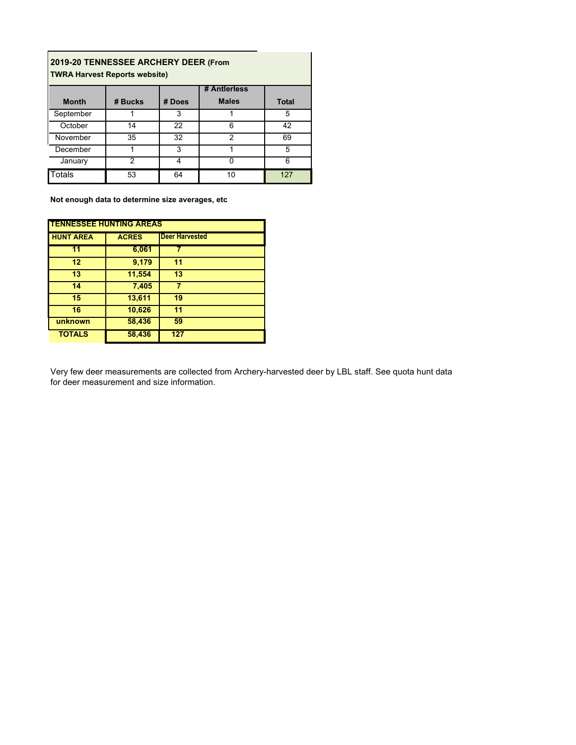## 2019-20 TENNESSEE ARCHERY DEER (From TWRA Harvest Reports website)

| Month | # Bucks | # Does | # Antlerless Males | Total |
|---|---|---|---|---|
| September | 1 | 3 | 1 | 5 |
| October | 14 | 22 | 6 | 42 |
| November | 35 | 32 | 2 | 69 |
| December | 1 | 3 | 1 | 5 |
| January | 2 | 4 | 0 | 6 |
| Totals | 53 | 64 | 10 | 127 |

**Not enough data to determine size averages, etc**

| TENNESSEE HUNTING AREAS | | |
|---|---|---|
| **HUNT AREA** | **ACRES** | **Deer Harvested** |
| **11** | **6,061** | **7** |
| **12** | **9,179** | **11** |
| **13** | **11,554** | **13** |
| **14** | **7,405** | **7** |
| **15** | **13,611** | **19** |
| **16** | **10,626** | **11** |
| **unknown** | **58,436** | **59** |
| **TOTALS** | **58,436** | **127** |

Very few deer measurements are collected from Archery-harvested deer by LBL staff. See quota hunt data for deer measurement and size information.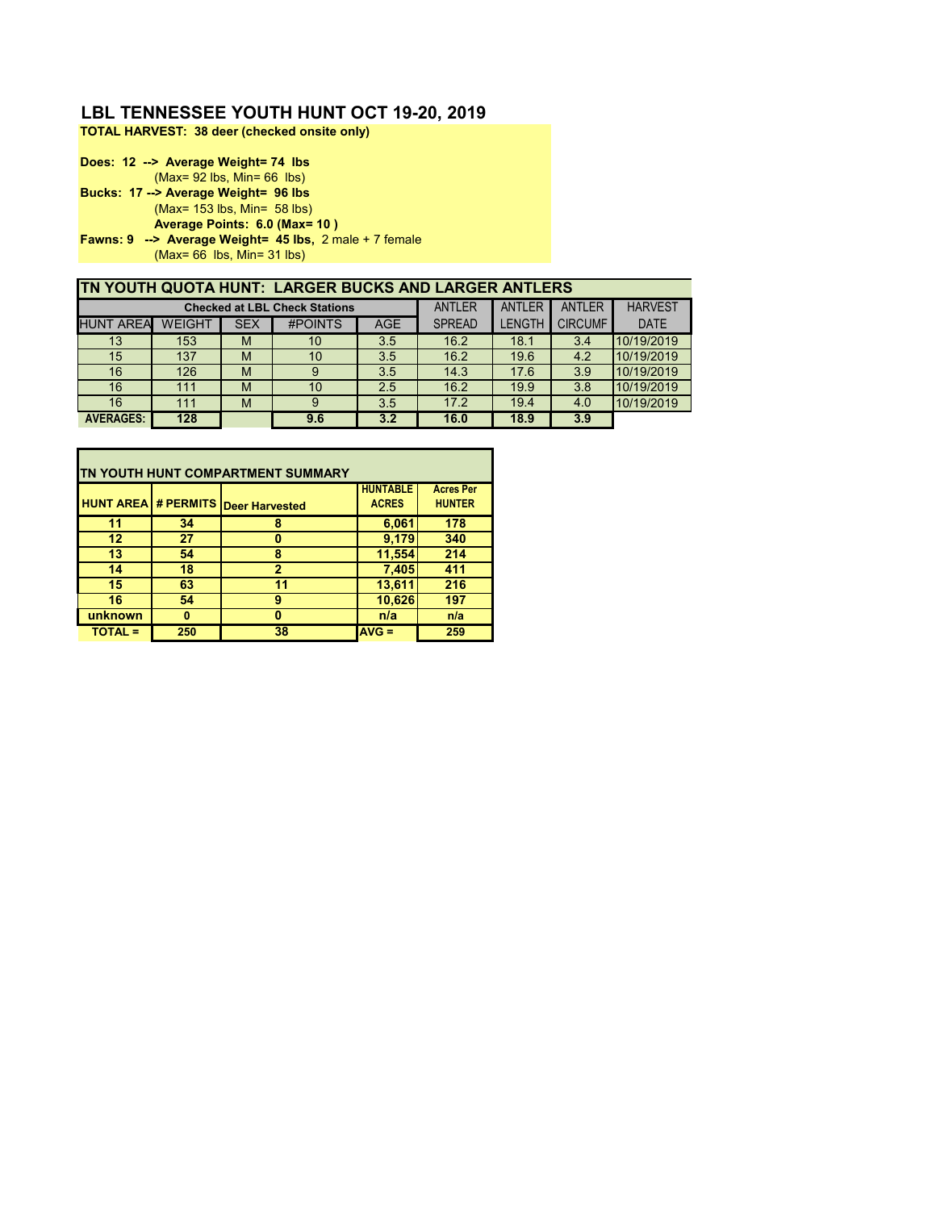# LBL TENNESSEE YOUTH HUNT OCT 19-20, 2019

**TOTAL HARVEST: 38 deer (checked onsite only)**

**Does: 12 --> Average Weight= 74 lbs**
(Max= 92 lbs, Min= 66 lbs)

**Bucks: 17 --> Average Weight= 96 lbs**
(Max= 153 lbs, Min= 58 lbs)
**Average Points: 6.0 (Max= 10 )**

**Fawns: 9 --> Average Weight= 45 lbs,** 2 male + 7 female
(Max= 66 lbs, Min= 31 lbs)

## TN YOUTH QUOTA HUNT: LARGER BUCKS AND LARGER ANTLERS

| Checked at LBL Check Stations | | | | | ANTLER | ANTLER | ANTLER | HARVEST |
|---|---|---|---|---|---|---|---|---|
| HUNT AREA | WEIGHT | SEX | #POINTS | AGE | SPREAD | LENGTH | CIRCUMF | DATE |
| 13 | 153 | M | 10 | 3.5 | 16.2 | 18.1 | 3.4 | 10/19/2019 |
| 15 | 137 | M | 10 | 3.5 | 16.2 | 19.6 | 4.2 | 10/19/2019 |
| 16 | 126 | M | 9 | 3.5 | 14.3 | 17.6 | 3.9 | 10/19/2019 |
| 16 | 111 | M | 10 | 2.5 | 16.2 | 19.9 | 3.8 | 10/19/2019 |
| 16 | 111 | M | 9 | 3.5 | 17.2 | 19.4 | 4.0 | 10/19/2019 |
| **AVERAGES:** | **128** | | **9.6** | **3.2** | **16.0** | **18.9** | **3.9** | |

## TN YOUTH HUNT COMPARTMENT SUMMARY

| HUNT AREA | # PERMITS | Deer Harvested | HUNTABLE ACRES | Acres Per HUNTER |
|---|---|---|---|---|
| 11 | 34 | 8 | 6,061 | 178 |
| 12 | 27 | 0 | 9,179 | 340 |
| 13 | 54 | 8 | 11,554 | 214 |
| 14 | 18 | 2 | 7,405 | 411 |
| 15 | 63 | 11 | 13,611 | 216 |
| 16 | 54 | 9 | 10,626 | 197 |
| unknown | 0 | 0 | n/a | n/a |
| **TOTAL =** | **250** | **38** | **AVG =** | **259** |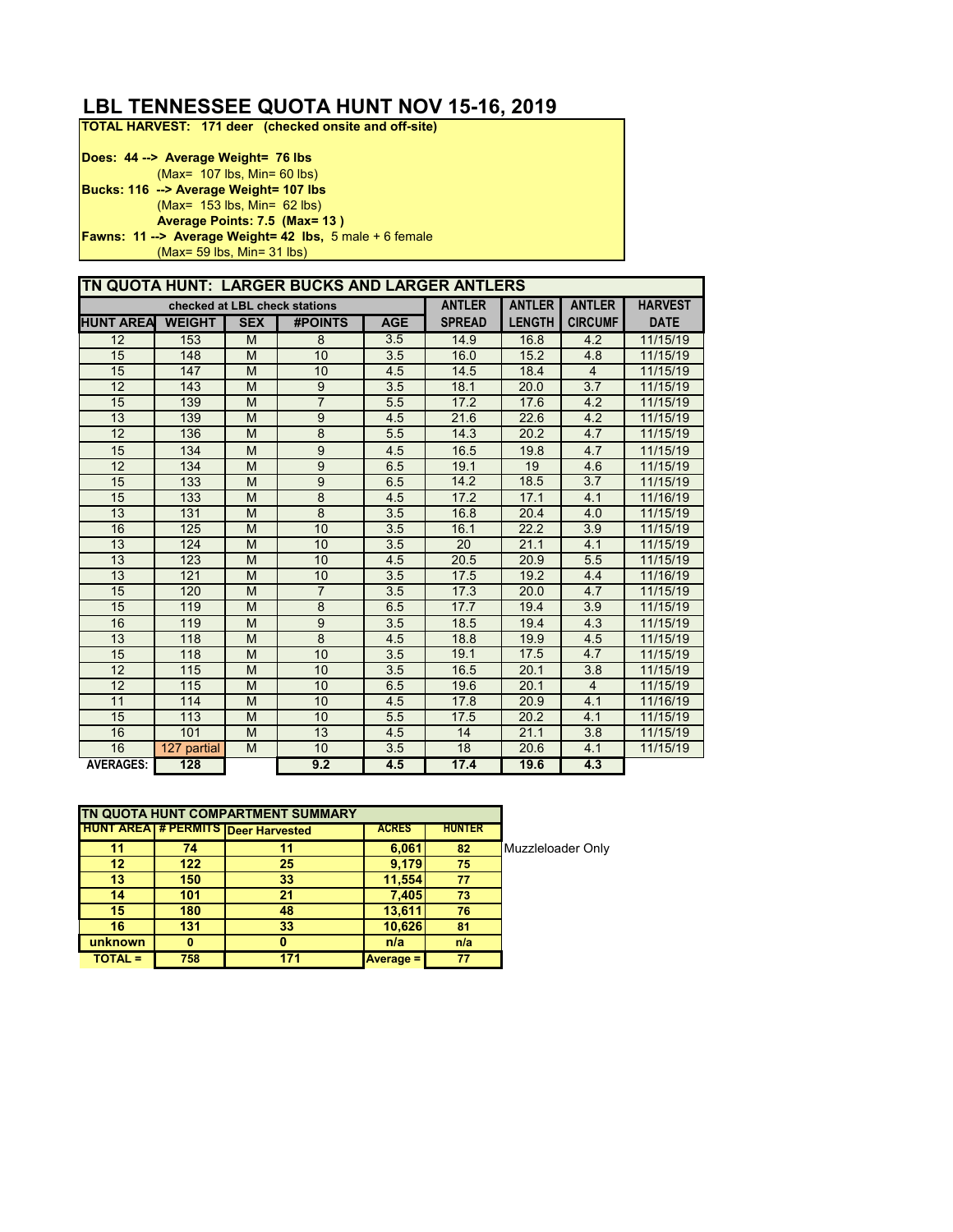# LBL TENNESSEE QUOTA HUNT NOV 15-16, 2019

**TOTAL HARVEST: 171 deer (checked onsite and off-site)**

**Does: 44 --> Average Weight= 76 lbs**
(Max= 107 lbs, Min= 60 lbs)

**Bucks: 116 --> Average Weight= 107 lbs**
(Max= 153 lbs, Min= 62 lbs)
**Average Points: 7.5 (Max= 13 )**

**Fawns: 11 --> Average Weight= 42 lbs,** 5 male + 6 female
(Max= 59 lbs, Min= 31 lbs)

## TN QUOTA HUNT: LARGER BUCKS AND LARGER ANTLERS

| checked at LBL check stations | | | | | ANTLER | ANTLER | ANTLER | HARVEST |
|---|---|---|---|---|---|---|---|---|
| HUNT AREA | WEIGHT | SEX | #POINTS | AGE | SPREAD | LENGTH | CIRCUMF | DATE |
| 12 | 153 | M | 8 | 3.5 | 14.9 | 16.8 | 4.2 | 11/15/19 |
| 15 | 148 | M | 10 | 3.5 | 16.0 | 15.2 | 4.8 | 11/15/19 |
| 15 | 147 | M | 10 | 4.5 | 14.5 | 18.4 | 4 | 11/15/19 |
| 12 | 143 | M | 9 | 3.5 | 18.1 | 20.0 | 3.7 | 11/15/19 |
| 15 | 139 | M | 7 | 5.5 | 17.2 | 17.6 | 4.2 | 11/15/19 |
| 13 | 139 | M | 9 | 4.5 | 21.6 | 22.6 | 4.2 | 11/15/19 |
| 12 | 136 | M | 8 | 5.5 | 14.3 | 20.2 | 4.7 | 11/15/19 |
| 15 | 134 | M | 9 | 4.5 | 16.5 | 19.8 | 4.7 | 11/15/19 |
| 12 | 134 | M | 9 | 6.5 | 19.1 | 19 | 4.6 | 11/15/19 |
| 15 | 133 | M | 9 | 6.5 | 14.2 | 18.5 | 3.7 | 11/15/19 |
| 15 | 133 | M | 8 | 4.5 | 17.2 | 17.1 | 4.1 | 11/16/19 |
| 13 | 131 | M | 8 | 3.5 | 16.8 | 20.4 | 4.0 | 11/15/19 |
| 16 | 125 | M | 10 | 3.5 | 16.1 | 22.2 | 3.9 | 11/15/19 |
| 13 | 124 | M | 10 | 3.5 | 20 | 21.1 | 4.1 | 11/15/19 |
| 13 | 123 | M | 10 | 4.5 | 20.5 | 20.9 | 5.5 | 11/15/19 |
| 13 | 121 | M | 10 | 3.5 | 17.5 | 19.2 | 4.4 | 11/16/19 |
| 15 | 120 | M | 7 | 3.5 | 17.3 | 20.0 | 4.7 | 11/15/19 |
| 15 | 119 | M | 8 | 6.5 | 17.7 | 19.4 | 3.9 | 11/15/19 |
| 16 | 119 | M | 9 | 3.5 | 18.5 | 19.4 | 4.3 | 11/15/19 |
| 13 | 118 | M | 8 | 4.5 | 18.8 | 19.9 | 4.5 | 11/15/19 |
| 15 | 118 | M | 10 | 3.5 | 19.1 | 17.5 | 4.7 | 11/15/19 |
| 12 | 115 | M | 10 | 3.5 | 16.5 | 20.1 | 3.8 | 11/15/19 |
| 12 | 115 | M | 10 | 6.5 | 19.6 | 20.1 | 4 | 11/15/19 |
| 11 | 114 | M | 10 | 4.5 | 17.8 | 20.9 | 4.1 | 11/16/19 |
| 15 | 113 | M | 10 | 5.5 | 17.5 | 20.2 | 4.1 | 11/15/19 |
| 16 | 101 | M | 13 | 4.5 | 14 | 21.1 | 3.8 | 11/15/19 |
| 16 | 127 partial | M | 10 | 3.5 | 18 | 20.6 | 4.1 | 11/15/19 |
| **AVERAGES:** | **128** | | **9.2** | **4.5** | **17.4** | **19.6** | **4.3** | |

## TN QUOTA HUNT COMPARTMENT SUMMARY

| HUNT AREA | # PERMITS | Deer Harvested | ACRES | HUNTER | |
|---|---|---|---|---|---|
| 11 | 74 | 11 | 6,061 | 82 | Muzzleloader Only |
| 12 | 122 | 25 | 9,179 | 75 | |
| 13 | 150 | 33 | 11,554 | 77 | |
| 14 | 101 | 21 | 7,405 | 73 | |
| 15 | 180 | 48 | 13,611 | 76 | |
| 16 | 131 | 33 | 10,626 | 81 | |
| unknown | 0 | 0 | n/a | n/a | |
| TOTAL = | 758 | 171 | Average = | 77 | |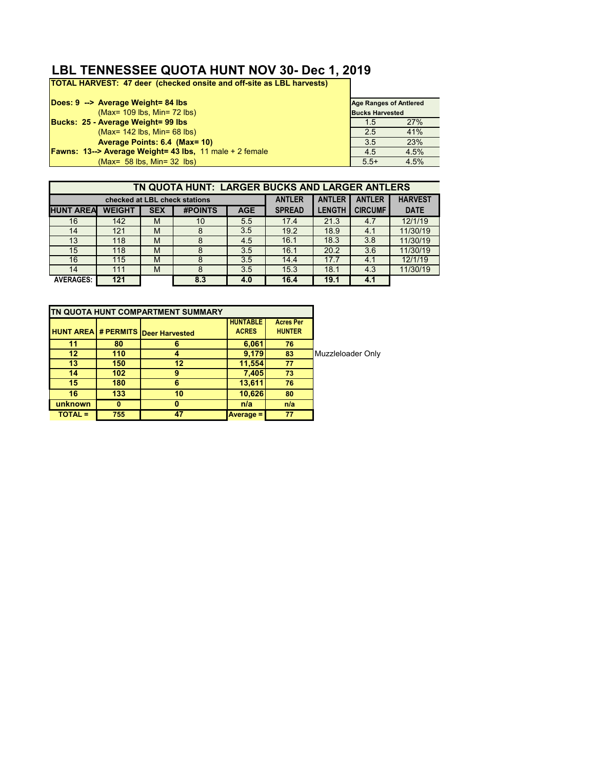# LBL TENNESSEE QUOTA HUNT NOV 30- Dec 1, 2019

**TOTAL HARVEST: 47 deer (checked onsite and off-site as LBL harvests)**

**Does: 9 --> Average Weight= 84 lbs**
(Max= 109 lbs, Min= 72 lbs)

**Bucks: 25 - Average Weight= 99 lbs**
(Max= 142 lbs, Min= 68 lbs)
**Average Points: 6.4 (Max= 10)**

**Fawns: 13--> Average Weight= 43 lbs,** 11 male + 2 female
(Max= 58 lbs, Min= 32 lbs)

| Age Ranges of Antlered Bucks Harvested | |
|---|---|
| 1.5 | 27% |
| 2.5 | 41% |
| 3.5 | 23% |
| 4.5 | 4.5% |
| 5.5+ | 4.5% |

## TN QUOTA HUNT: LARGER BUCKS AND LARGER ANTLERS

| checked at LBL check stations | | | | | ANTLER | ANTLER | ANTLER | HARVEST |
|---|---|---|---|---|---|---|---|---|
| HUNT AREA | WEIGHT | SEX | #POINTS | AGE | SPREAD | LENGTH | CIRCUMF | DATE |
| 16 | 142 | M | 10 | 5.5 | 17.4 | 21.3 | 4.7 | 12/1/19 |
| 14 | 121 | M | 8 | 3.5 | 19.2 | 18.9 | 4.1 | 11/30/19 |
| 13 | 118 | M | 8 | 4.5 | 16.1 | 18.3 | 3.8 | 11/30/19 |
| 15 | 118 | M | 8 | 3.5 | 16.1 | 20.2 | 3.6 | 11/30/19 |
| 16 | 115 | M | 8 | 3.5 | 14.4 | 17.7 | 4.1 | 12/1/19 |
| 14 | 111 | M | 8 | 3.5 | 15.3 | 18.1 | 4.3 | 11/30/19 |
| AVERAGES: | 121 | | 8.3 | 4.0 | 16.4 | 19.1 | 4.1 | |

## TN QUOTA HUNT COMPARTMENT SUMMARY

| HUNT AREA | # PERMITS | Deer Harvested | HUNTABLE ACRES | Acres Per HUNTER | |
|---|---|---|---|---|---|
| 11 | 80 | 6 | 6,061 | 76 | |
| 12 | 110 | 4 | 9,179 | 83 | Muzzleloader Only |
| 13 | 150 | 12 | 11,554 | 77 | |
| 14 | 102 | 9 | 7,405 | 73 | |
| 15 | 180 | 6 | 13,611 | 76 | |
| 16 | 133 | 10 | 10,626 | 80 | |
| unknown | 0 | 0 | n/a | n/a | |
| TOTAL = | 755 | 47 | Average = | 77 | |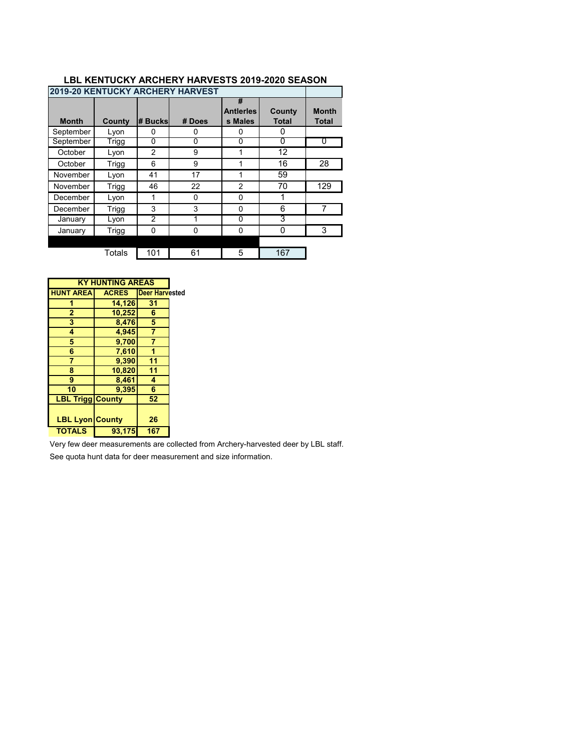# LBL KENTUCKY ARCHERY HARVESTS 2019-2020 SEASON

| 2019-20 KENTUCKY ARCHERY HARVEST | | | | | | |
|---|---|---|---|---|---|---|
| Month | County | # Bucks | # Does | # Antlerless Males | County Total | Month Total |
| September | Lyon | 0 | 0 | 0 | 0 | |
| September | Trigg | 0 | 0 | 0 | 0 | 0 |
| October | Lyon | 2 | 9 | 1 | 12 | |
| October | Trigg | 6 | 9 | 1 | 16 | 28 |
| November | Lyon | 41 | 17 | 1 | 59 | |
| November | Trigg | 46 | 22 | 2 | 70 | 129 |
| December | Lyon | 1 | 0 | 0 | 1 | |
| December | Trigg | 3 | 3 | 0 | 6 | 7 |
| January | Lyon | 2 | 1 | 0 | 3 | |
| January | Trigg | 0 | 0 | 0 | 0 | 3 |
| | Totals | 101 | 61 | 5 | 167 | |

| KY HUNTING AREAS | | |
|---|---|---|
| HUNT AREA | ACRES | Deer Harvested |
| 1 | 14,126 | 31 |
| 2 | 10,252 | 6 |
| 3 | 8,476 | 5 |
| 4 | 4,945 | 7 |
| 5 | 9,700 | 7 |
| 6 | 7,610 | 1 |
| 7 | 9,390 | 11 |
| 8 | 10,820 | 11 |
| 9 | 8,461 | 4 |
| 10 | 9,395 | 6 |
| LBL Trigg | County | 52 |
| LBL Lyon | County | 26 |
| TOTALS | 93,175 | 167 |

Very few deer measurements are collected from Archery-harvested deer by LBL staff.

See quota hunt data for deer measurement and size information.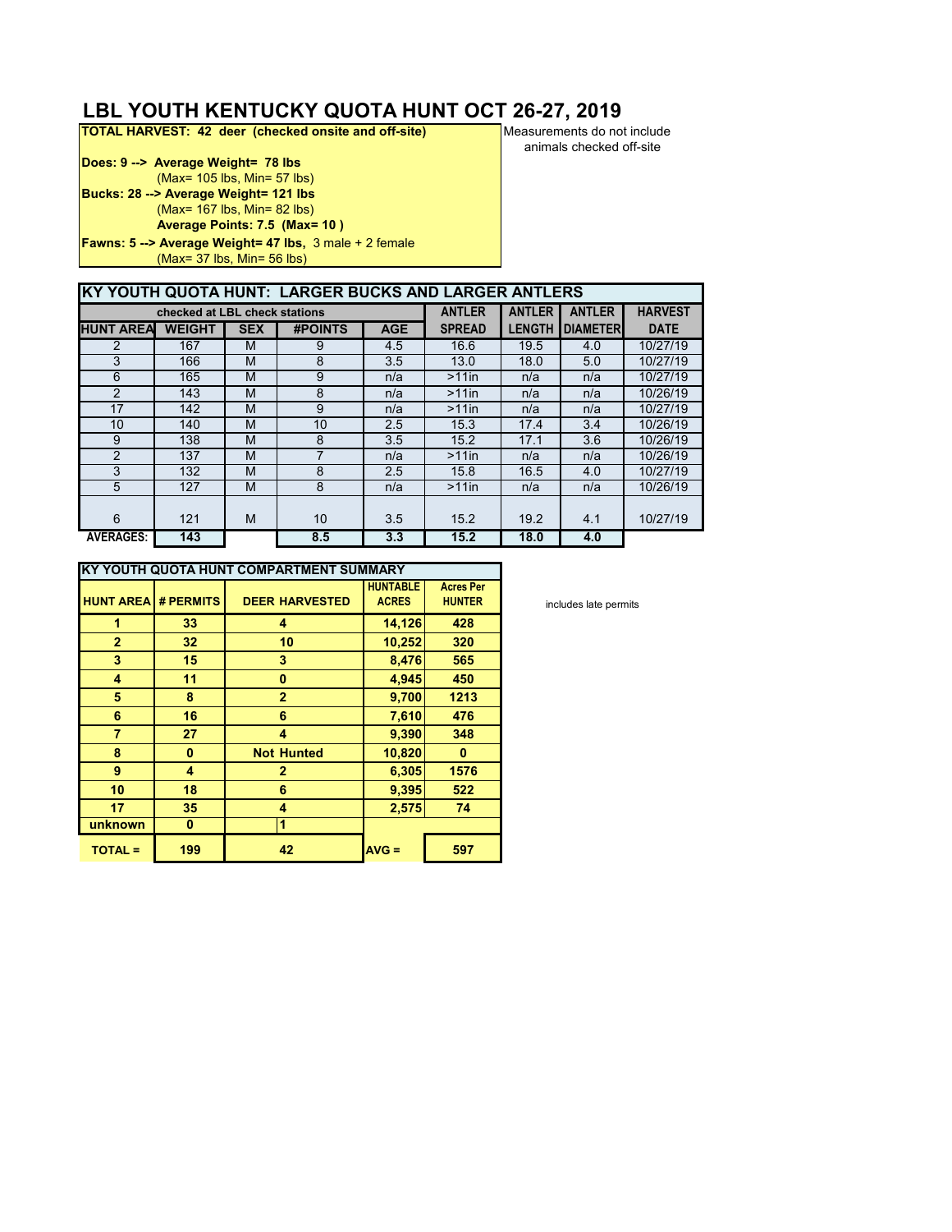# LBL YOUTH KENTUCKY QUOTA HUNT OCT 26-27, 2019

**TOTAL HARVEST: 42 deer (checked onsite and off-site)**

**Does: 9 --> Average Weight= 78 lbs**
(Max= 105 lbs, Min= 57 lbs)

**Bucks: 28 --> Average Weight= 121 lbs**
(Max= 167 lbs, Min= 82 lbs)
**Average Points: 7.5 (Max= 10 )**

**Fawns: 5 --> Average Weight= 47 lbs,** 3 male + 2 female
(Max= 37 lbs, Min= 56 lbs)

Measurements do not include animals checked off-site

## KY YOUTH QUOTA HUNT: LARGER BUCKS AND LARGER ANTLERS

| checked at LBL check stations | | | | | ANTLER | ANTLER | ANTLER | HARVEST |
|---|---|---|---|---|---|---|---|---|
| HUNT AREA | WEIGHT | SEX | #POINTS | AGE | SPREAD | LENGTH | DIAMETER | DATE |
| 2 | 167 | M | 9 | 4.5 | 16.6 | 19.5 | 4.0 | 10/27/19 |
| 3 | 166 | M | 8 | 3.5 | 13.0 | 18.0 | 5.0 | 10/27/19 |
| 6 | 165 | M | 9 | n/a | >11in | n/a | n/a | 10/27/19 |
| 2 | 143 | M | 8 | n/a | >11in | n/a | n/a | 10/26/19 |
| 17 | 142 | M | 9 | n/a | >11in | n/a | n/a | 10/27/19 |
| 10 | 140 | M | 10 | 2.5 | 15.3 | 17.4 | 3.4 | 10/26/19 |
| 9 | 138 | M | 8 | 3.5 | 15.2 | 17.1 | 3.6 | 10/26/19 |
| 2 | 137 | M | 7 | n/a | >11in | n/a | n/a | 10/26/19 |
| 3 | 132 | M | 8 | 2.5 | 15.8 | 16.5 | 4.0 | 10/27/19 |
| 5 | 127 | M | 8 | n/a | >11in | n/a | n/a | 10/26/19 |
| 6 | 121 | M | 10 | 3.5 | 15.2 | 19.2 | 4.1 | 10/27/19 |
| AVERAGES: | 143 | | 8.5 | 3.3 | 15.2 | 18.0 | 4.0 | |

## KY YOUTH QUOTA HUNT COMPARTMENT SUMMARY

| HUNT AREA | # PERMITS | DEER HARVESTED | HUNTABLE ACRES | Acres Per HUNTER |
|---|---|---|---|---|
| 1 | 33 | 4 | 14,126 | 428 |
| 2 | 32 | 10 | 10,252 | 320 |
| 3 | 15 | 3 | 8,476 | 565 |
| 4 | 11 | 0 | 4,945 | 450 |
| 5 | 8 | 2 | 9,700 | 1213 |
| 6 | 16 | 6 | 7,610 | 476 |
| 7 | 27 | 4 | 9,390 | 348 |
| 8 | 0 | Not Hunted | 10,820 | 0 |
| 9 | 4 | 2 | 6,305 | 1576 |
| 10 | 18 | 6 | 9,395 | 522 |
| 17 | 35 | 4 | 2,575 | 74 |
| unknown | 0 | 1 | | |
| TOTAL = | 199 | 42 | AVG = | 597 |

includes late permits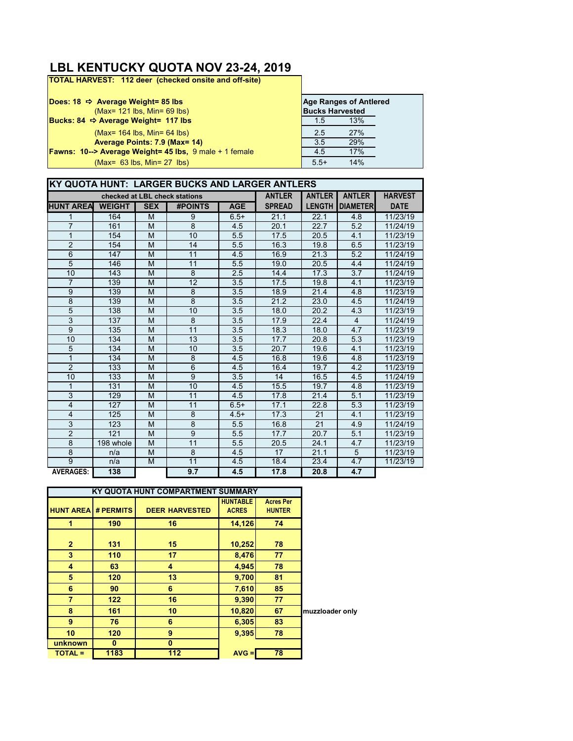# LBL KENTUCKY QUOTA NOV 23-24, 2019

**TOTAL HARVEST: 112 deer (checked onsite and off-site)**

**Does: 18 ⇨ Average Weight= 85 lbs**
(Max= 121 lbs, Min= 69 lbs)

**Bucks: 84 ⇨ Average Weight= 117 lbs**
(Max= 164 lbs, Min= 64 lbs)
**Average Points: 7.9 (Max= 14)**

**Fawns: 10--> Average Weight= 45 lbs,** 9 male + 1 female
(Max= 63 lbs, Min= 27 lbs)

| Age Ranges of Antlered Bucks Harvested | |
|---|---|
| 1.5 | 13% |
| 2.5 | 27% |
| 3.5 | 29% |
| 4.5 | 17% |
| 5.5+ | 14% |

## KY QUOTA HUNT: LARGER BUCKS AND LARGER ANTLERS

| checked at LBL check stations | | | | | ANTLER | ANTLER | ANTLER | HARVEST |
|---|---|---|---|---|---|---|---|---|
| HUNT AREA | WEIGHT | SEX | #POINTS | AGE | SPREAD | LENGTH | DIAMETER | DATE |
| 1 | 164 | M | 9 | 6.5+ | 21.1 | 22.1 | 4.8 | 11/23/19 |
| 7 | 161 | M | 8 | 4.5 | 20.1 | 22.7 | 5.2 | 11/24/19 |
| 1 | 154 | M | 10 | 5.5 | 17.5 | 20.5 | 4.1 | 11/23/19 |
| 2 | 154 | M | 14 | 5.5 | 16.3 | 19.8 | 6.5 | 11/23/19 |
| 6 | 147 | M | 11 | 4.5 | 16.9 | 21.3 | 5.2 | 11/24/19 |
| 5 | 146 | M | 11 | 5.5 | 19.0 | 20.5 | 4.4 | 11/24/19 |
| 10 | 143 | M | 8 | 2.5 | 14.4 | 17.3 | 3.7 | 11/24/19 |
| 7 | 139 | M | 12 | 3.5 | 17.5 | 19.8 | 4.1 | 11/23/19 |
| 9 | 139 | M | 8 | 3.5 | 18.9 | 21.4 | 4.8 | 11/23/19 |
| 8 | 139 | M | 8 | 3.5 | 21.2 | 23.0 | 4.5 | 11/24/19 |
| 5 | 138 | M | 10 | 3.5 | 18.0 | 20.2 | 4.3 | 11/23/19 |
| 3 | 137 | M | 8 | 3.5 | 17.9 | 22.4 | 4 | 11/24/19 |
| 9 | 135 | M | 11 | 3.5 | 18.3 | 18.0 | 4.7 | 11/23/19 |
| 10 | 134 | M | 13 | 3.5 | 17.7 | 20.8 | 5.3 | 11/23/19 |
| 5 | 134 | M | 10 | 3.5 | 20.7 | 19.6 | 4.1 | 11/23/19 |
| 1 | 134 | M | 8 | 4.5 | 16.8 | 19.6 | 4.8 | 11/23/19 |
| 2 | 133 | M | 6 | 4.5 | 16.4 | 19.7 | 4.2 | 11/23/19 |
| 10 | 133 | M | 9 | 3.5 | 14 | 16.5 | 4.5 | 11/24/19 |
| 1 | 131 | M | 10 | 4.5 | 15.5 | 19.7 | 4.8 | 11/23/19 |
| 3 | 129 | M | 11 | 4.5 | 17.8 | 21.4 | 5.1 | 11/23/19 |
| 4 | 127 | M | 11 | 6.5+ | 17.1 | 22.8 | 5.3 | 11/23/19 |
| 4 | 125 | M | 8 | 4.5+ | 17.3 | 21 | 4.1 | 11/23/19 |
| 3 | 123 | M | 8 | 5.5 | 16.8 | 21 | 4.9 | 11/24/19 |
| 2 | 121 | M | 9 | 5.5 | 17.7 | 20.7 | 5.1 | 11/23/19 |
| 8 | 198 whole | M | 11 | 5.5 | 20.5 | 24.1 | 4.7 | 11/23/19 |
| 8 | n/a | M | 8 | 4.5 | 17 | 21.1 | 5 | 11/23/19 |
| 9 | n/a | M | 11 | 4.5 | 18.4 | 23.4 | 4.7 | 11/23/19 |
| **AVERAGES:** | **138** | | **9.7** | **4.5** | **17.8** | **20.8** | **4.7** | |

## KY QUOTA HUNT COMPARTMENT SUMMARY

| HUNT AREA | # PERMITS | DEER HARVESTED | HUNTABLE ACRES | Acres Per HUNTER | |
|---|---|---|---|---|---|
| 1 | 190 | 16 | 14,126 | 74 | |
| 2 | 131 | 15 | 10,252 | 78 | |
| 3 | 110 | 17 | 8,476 | 77 | |
| 4 | 63 | 4 | 4,945 | 78 | |
| 5 | 120 | 13 | 9,700 | 81 | |
| 6 | 90 | 6 | 7,610 | 85 | |
| 7 | 122 | 16 | 9,390 | 77 | |
| 8 | 161 | 10 | 10,820 | 67 | muzzloader only |
| 9 | 76 | 6 | 6,305 | 83 | |
| 10 | 120 | 9 | 9,395 | 78 | |
| unknown | 0 | 0 | | | |
| TOTAL = | 1183 | 112 | AVG = | 78 | |